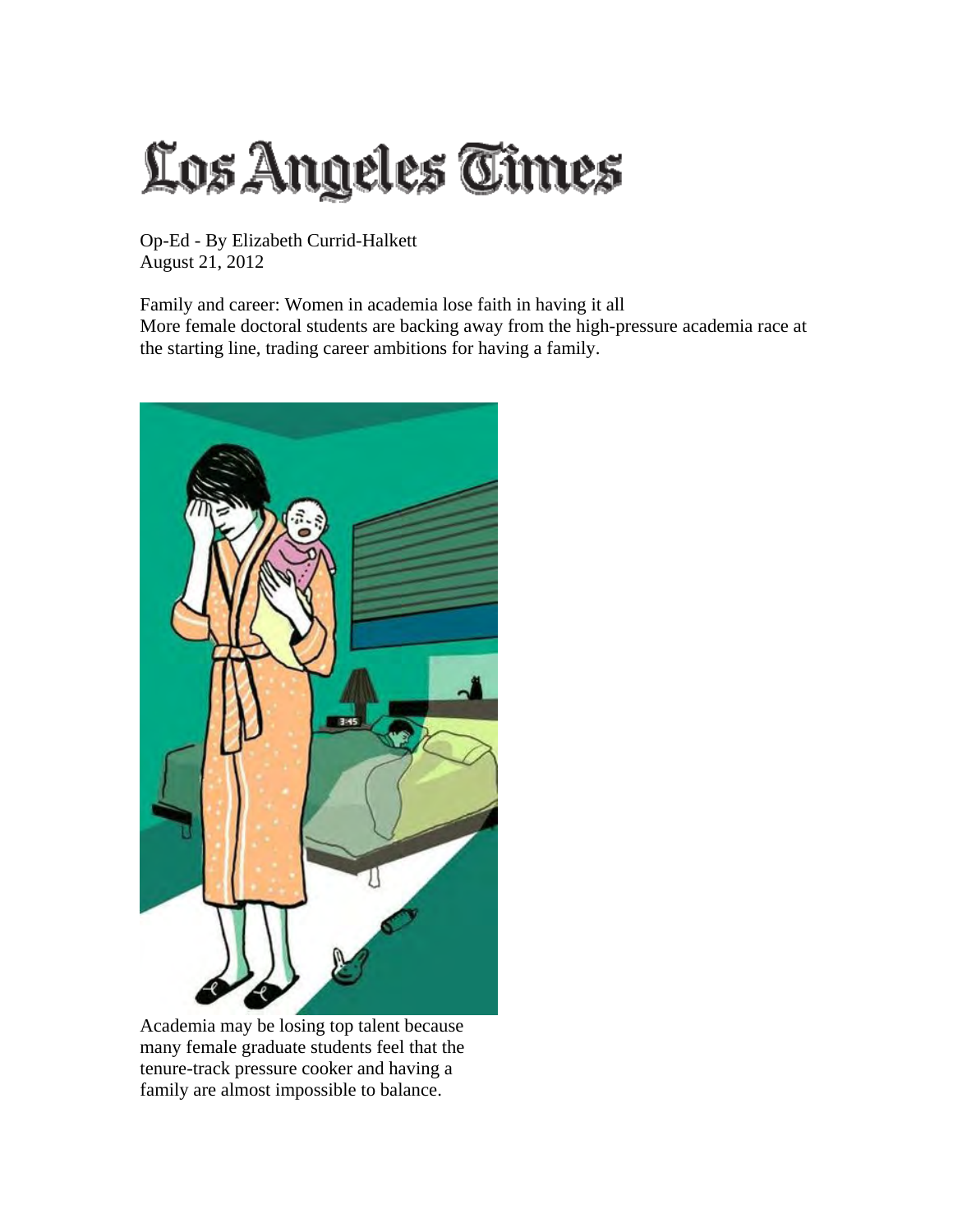# Los Angeles Times

Op-Ed - By Elizabeth Currid-Halkett
August 21, 2012

## Family and career: Women in academia lose faith in having it all

More female doctoral students are backing away from the high-pressure academia race at the starting line, trading career ambitions for having a family.

Academia may be losing top talent because many female graduate students feel that the tenure-track pressure cooker and having a family are almost impossible to balance.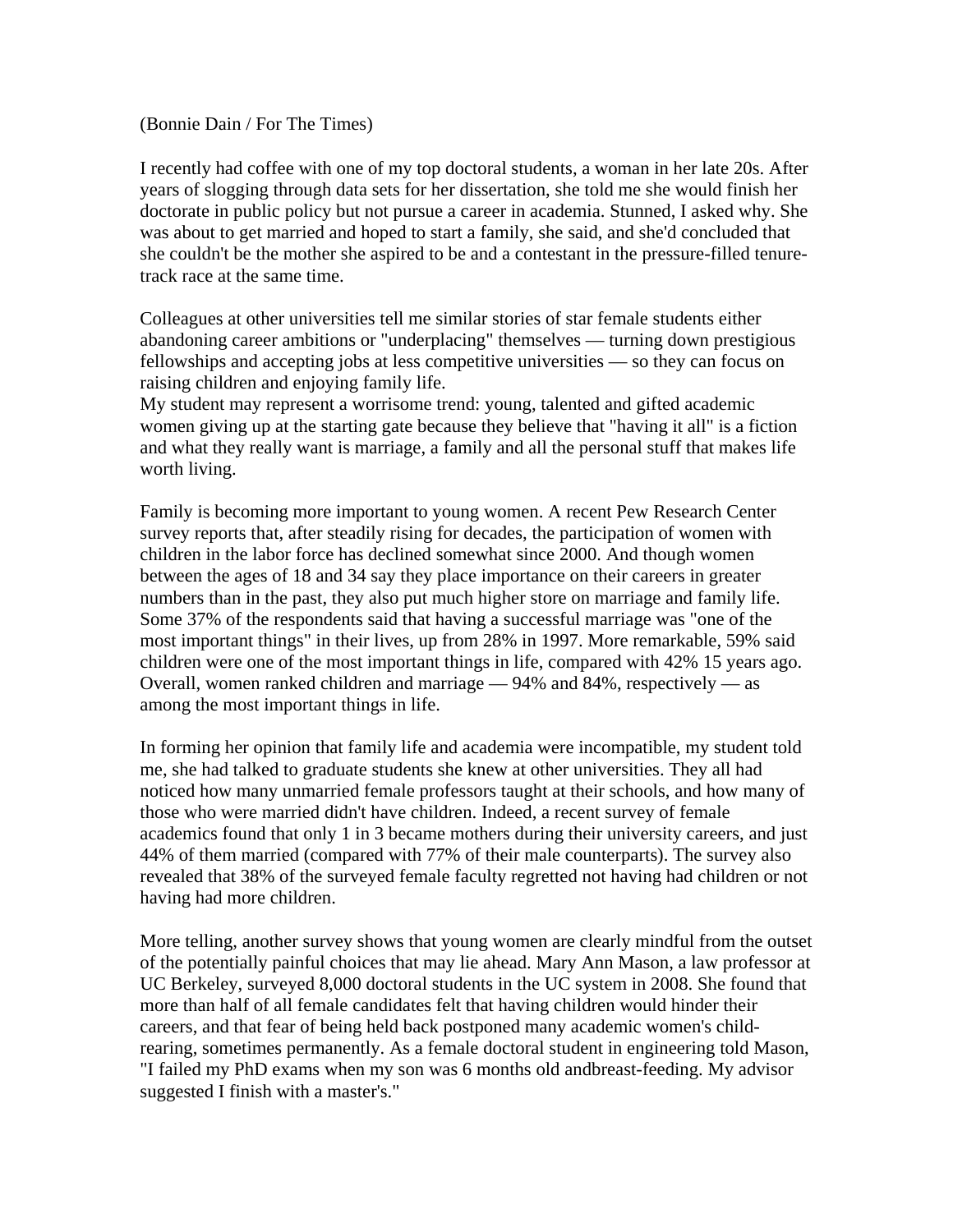(Bonnie Dain / For The Times)

I recently had coffee with one of my top doctoral students, a woman in her late 20s. After years of slogging through data sets for her dissertation, she told me she would finish her doctorate in public policy but not pursue a career in academia. Stunned, I asked why. She was about to get married and hoped to start a family, she said, and she'd concluded that she couldn't be the mother she aspired to be and a contestant in the pressure-filled tenure-track race at the same time.

Colleagues at other universities tell me similar stories of star female students either abandoning career ambitions or "underplacing" themselves — turning down prestigious fellowships and accepting jobs at less competitive universities — so they can focus on raising children and enjoying family life.
My student may represent a worrisome trend: young, talented and gifted academic women giving up at the starting gate because they believe that "having it all" is a fiction and what they really want is marriage, a family and all the personal stuff that makes life worth living.

Family is becoming more important to young women. A recent Pew Research Center survey reports that, after steadily rising for decades, the participation of women with children in the labor force has declined somewhat since 2000. And though women between the ages of 18 and 34 say they place importance on their careers in greater numbers than in the past, they also put much higher store on marriage and family life. Some 37% of the respondents said that having a successful marriage was "one of the most important things" in their lives, up from 28% in 1997. More remarkable, 59% said children were one of the most important things in life, compared with 42% 15 years ago. Overall, women ranked children and marriage — 94% and 84%, respectively — as among the most important things in life.

In forming her opinion that family life and academia were incompatible, my student told me, she had talked to graduate students she knew at other universities. They all had noticed how many unmarried female professors taught at their schools, and how many of those who were married didn't have children. Indeed, a recent survey of female academics found that only 1 in 3 became mothers during their university careers, and just 44% of them married (compared with 77% of their male counterparts). The survey also revealed that 38% of the surveyed female faculty regretted not having had children or not having had more children.

More telling, another survey shows that young women are clearly mindful from the outset of the potentially painful choices that may lie ahead. Mary Ann Mason, a law professor at UC Berkeley, surveyed 8,000 doctoral students in the UC system in 2008. She found that more than half of all female candidates felt that having children would hinder their careers, and that fear of being held back postponed many academic women's child-rearing, sometimes permanently. As a female doctoral student in engineering told Mason, "I failed my PhD exams when my son was 6 months old andbreast-feeding. My advisor suggested I finish with a master's."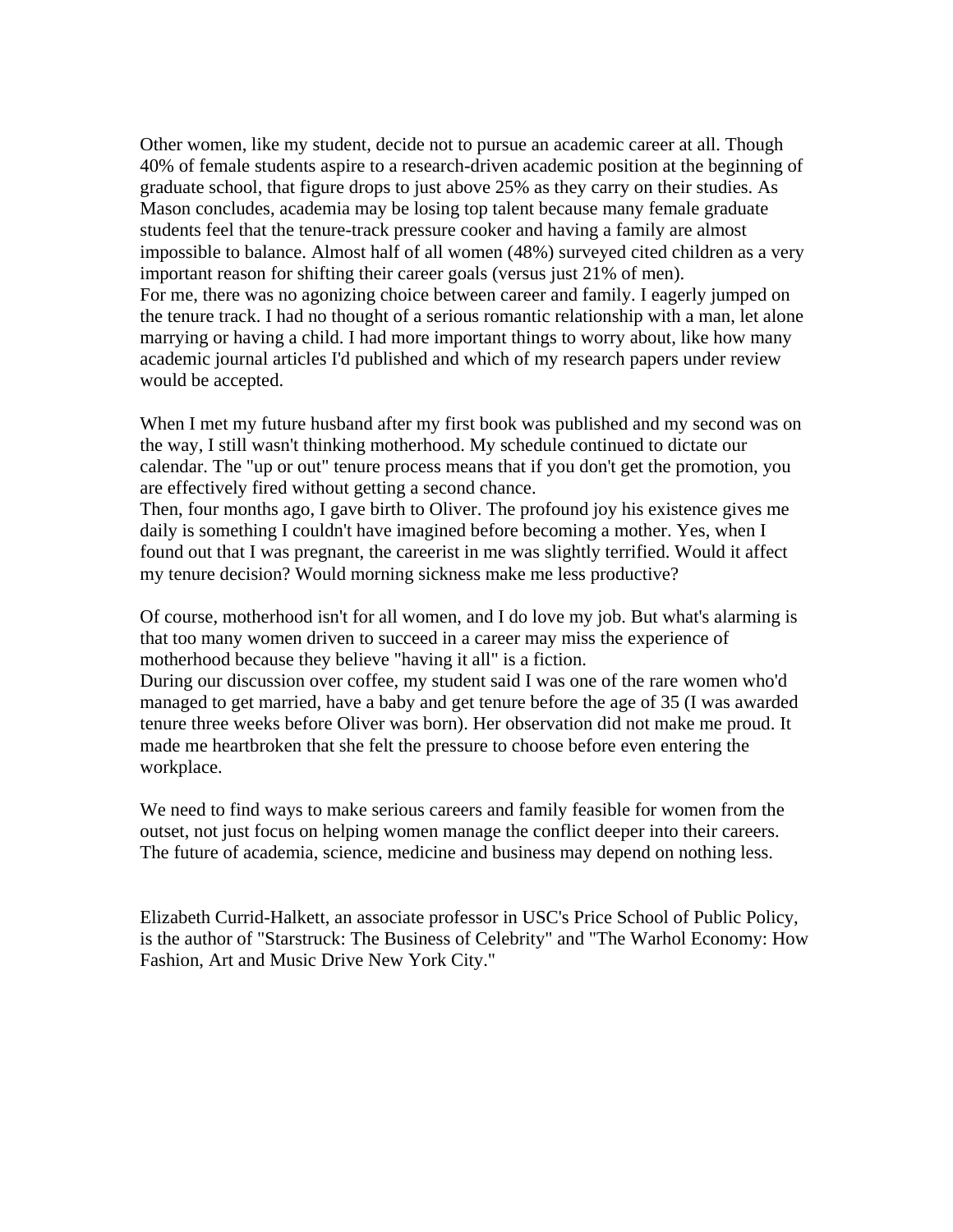Other women, like my student, decide not to pursue an academic career at all. Though 40% of female students aspire to a research-driven academic position at the beginning of graduate school, that figure drops to just above 25% as they carry on their studies. As Mason concludes, academia may be losing top talent because many female graduate students feel that the tenure-track pressure cooker and having a family are almost impossible to balance. Almost half of all women (48%) surveyed cited children as a very important reason for shifting their career goals (versus just 21% of men).

For me, there was no agonizing choice between career and family. I eagerly jumped on the tenure track. I had no thought of a serious romantic relationship with a man, let alone marrying or having a child. I had more important things to worry about, like how many academic journal articles I'd published and which of my research papers under review would be accepted.

When I met my future husband after my first book was published and my second was on the way, I still wasn't thinking motherhood. My schedule continued to dictate our calendar. The "up or out" tenure process means that if you don't get the promotion, you are effectively fired without getting a second chance.

Then, four months ago, I gave birth to Oliver. The profound joy his existence gives me daily is something I couldn't have imagined before becoming a mother. Yes, when I found out that I was pregnant, the careerist in me was slightly terrified. Would it affect my tenure decision? Would morning sickness make me less productive?

Of course, motherhood isn't for all women, and I do love my job. But what's alarming is that too many women driven to succeed in a career may miss the experience of motherhood because they believe "having it all" is a fiction.

During our discussion over coffee, my student said I was one of the rare women who'd managed to get married, have a baby and get tenure before the age of 35 (I was awarded tenure three weeks before Oliver was born). Her observation did not make me proud. It made me heartbroken that she felt the pressure to choose before even entering the workplace.

We need to find ways to make serious careers and family feasible for women from the outset, not just focus on helping women manage the conflict deeper into their careers. The future of academia, science, medicine and business may depend on nothing less.

Elizabeth Currid-Halkett, an associate professor in USC's Price School of Public Policy, is the author of "Starstruck: The Business of Celebrity" and "The Warhol Economy: How Fashion, Art and Music Drive New York City."